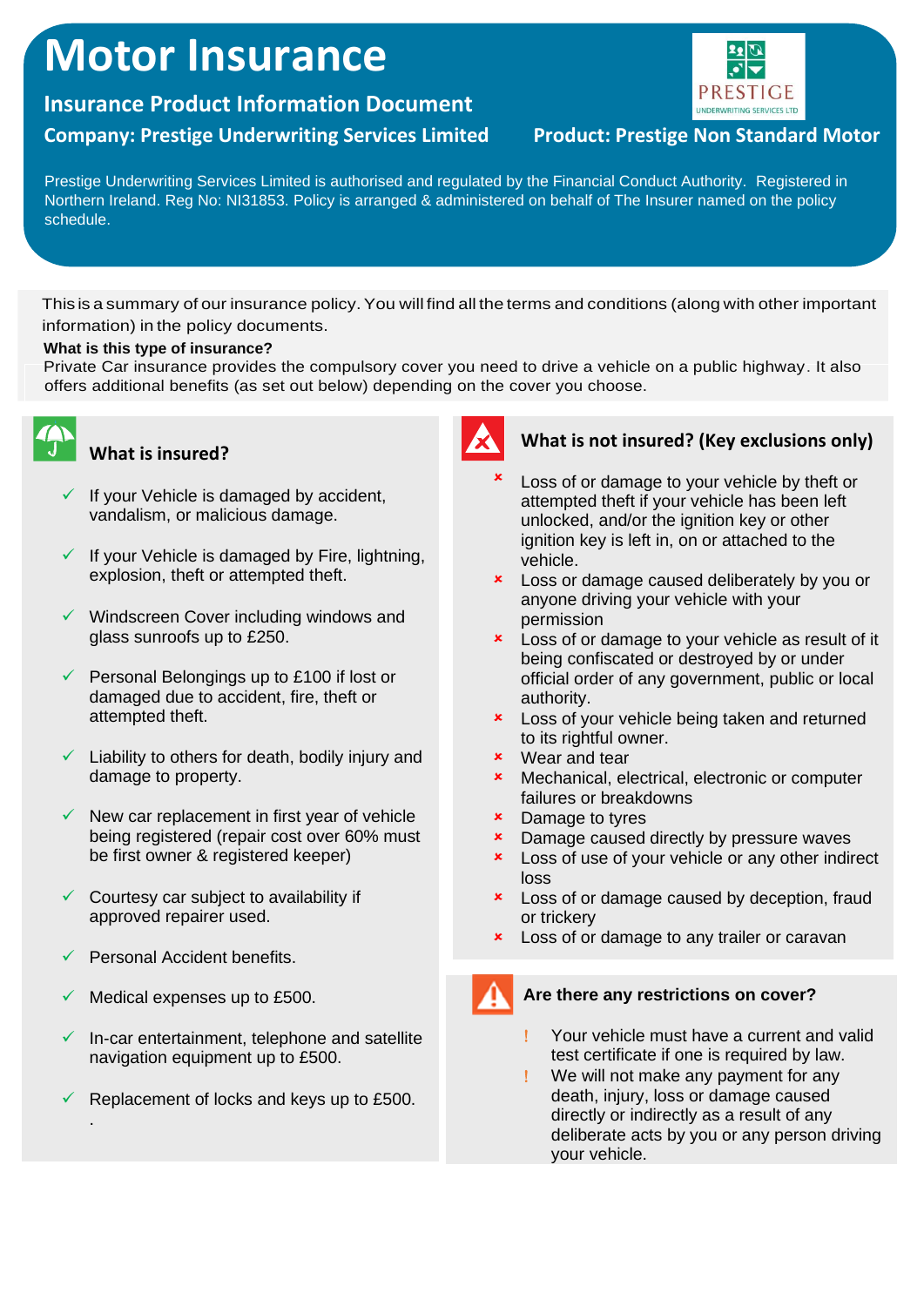# Motor Insurance

## Insurance Product Information Document

**Company: Prestige Underwriting Services Limited**

**Product: Prestige Non Standard Motor**

PRESTIGE
UNDERWRITING SERVICES LTD

Prestige Underwriting Services Limited is authorised and regulated by the Financial Conduct Authority. Registered in Northern Ireland. Reg No: NI31853. Policy is arranged & administered on behalf of The Insurer named on the policy schedule.

This is a summary of our insurance policy. You will find all the terms and conditions (along with other important information) in the policy documents.

**What is this type of insurance?**

Private Car insurance provides the compulsory cover you need to drive a vehicle on a public highway. It also offers additional benefits (as set out below) depending on the cover you choose.

### What is insured?

- ✓ If your Vehicle is damaged by accident, vandalism, or malicious damage.
- ✓ If your Vehicle is damaged by Fire, lightning, explosion, theft or attempted theft.
- ✓ Windscreen Cover including windows and glass sunroofs up to £250.
- ✓ Personal Belongings up to £100 if lost or damaged due to accident, fire, theft or attempted theft.
- ✓ Liability to others for death, bodily injury and damage to property.
- ✓ New car replacement in first year of vehicle being registered (repair cost over 60% must be first owner & registered keeper)
- ✓ Courtesy car subject to availability if approved repairer used.
- ✓ Personal Accident benefits.
- ✓ Medical expenses up to £500.
- ✓ In-car entertainment, telephone and satellite navigation equipment up to £500.
- ✓ Replacement of locks and keys up to £500.

.

### What is not insured? (Key exclusions only)

- × Loss of or damage to your vehicle by theft or attempted theft if your vehicle has been left unlocked, and/or the ignition key or other ignition key is left in, on or attached to the vehicle.
- × Loss or damage caused deliberately by you or anyone driving your vehicle with your permission
- × Loss of or damage to your vehicle as result of it being confiscated or destroyed by or under official order of any government, public or local authority.
- × Loss of your vehicle being taken and returned to its rightful owner.
- × Wear and tear
- × Mechanical, electrical, electronic or computer failures or breakdowns
- × Damage to tyres
- × Damage caused directly by pressure waves
- × Loss of use of your vehicle or any other indirect loss
- × Loss of or damage caused by deception, fraud or trickery
- × Loss of or damage to any trailer or caravan

### Are there any restrictions on cover?

- ! Your vehicle must have a current and valid test certificate if one is required by law.
- ! We will not make any payment for any death, injury, loss or damage caused directly or indirectly as a result of any deliberate acts by you or any person driving your vehicle.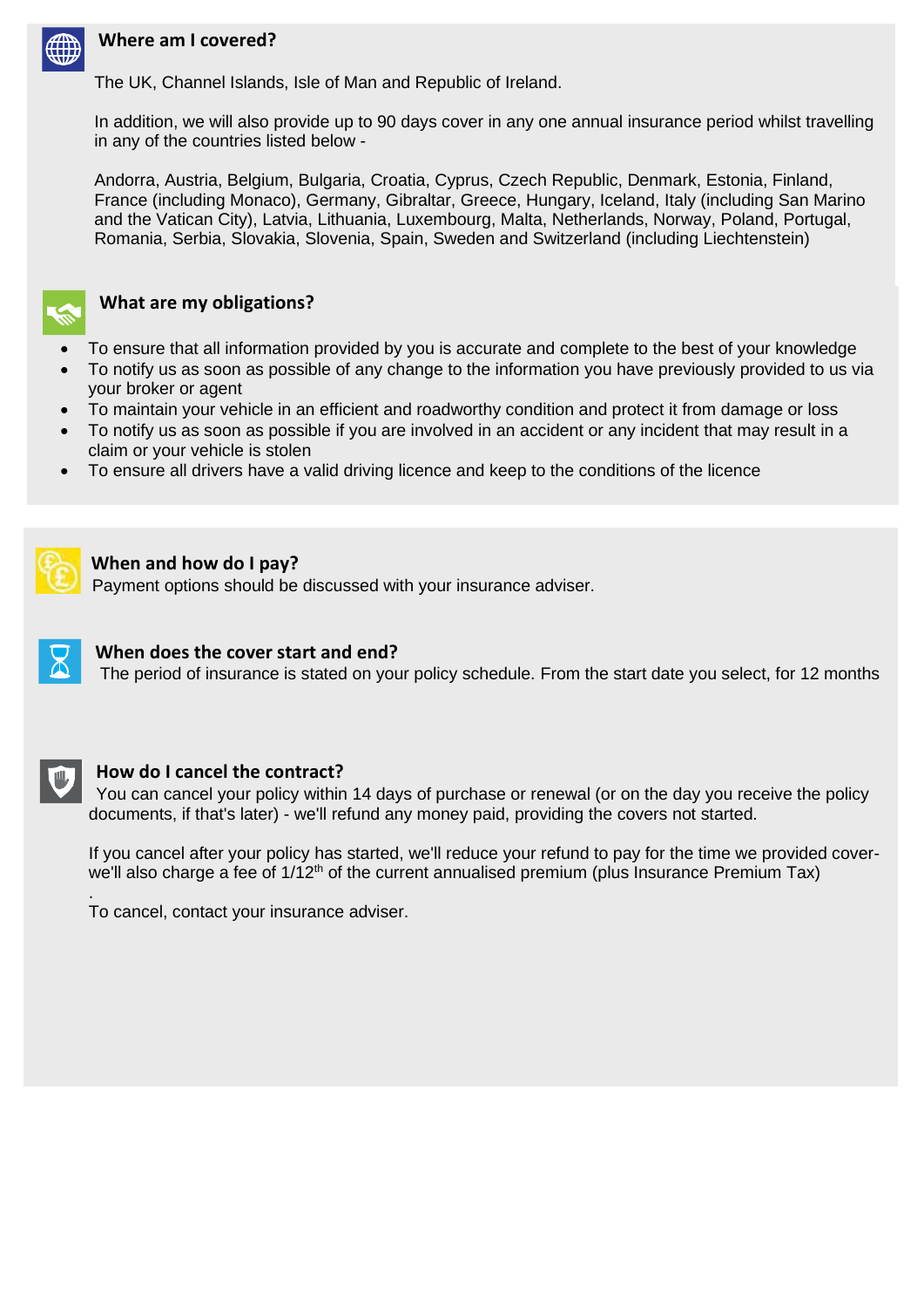## Where am I covered?

The UK, Channel Islands, Isle of Man and Republic of Ireland.

In addition, we will also provide up to 90 days cover in any one annual insurance period whilst travelling in any of the countries listed below -

Andorra, Austria, Belgium, Bulgaria, Croatia, Cyprus, Czech Republic, Denmark, Estonia, Finland, France (including Monaco), Germany, Gibraltar, Greece, Hungary, Iceland, Italy (including San Marino and the Vatican City), Latvia, Lithuania, Luxembourg, Malta, Netherlands, Norway, Poland, Portugal, Romania, Serbia, Slovakia, Slovenia, Spain, Sweden and Switzerland (including Liechtenstein)

## What are my obligations?

- To ensure that all information provided by you is accurate and complete to the best of your knowledge
- To notify us as soon as possible of any change to the information you have previously provided to us via your broker or agent
- To maintain your vehicle in an efficient and roadworthy condition and protect it from damage or loss
- To notify us as soon as possible if you are involved in an accident or any incident that may result in a claim or your vehicle is stolen
- To ensure all drivers have a valid driving licence and keep to the conditions of the licence

## When and how do I pay?

Payment options should be discussed with your insurance adviser.

## When does the cover start and end?

The period of insurance is stated on your policy schedule. From the start date you select, for 12 months

## How do I cancel the contract?

You can cancel your policy within 14 days of purchase or renewal (or on the day you receive the policy documents, if that's later) - we'll refund any money paid, providing the covers not started.

If you cancel after your policy has started, we'll reduce your refund to pay for the time we provided cover- we'll also charge a fee of 1/12th of the current annualised premium (plus Insurance Premium Tax)

.

To cancel, contact your insurance adviser.